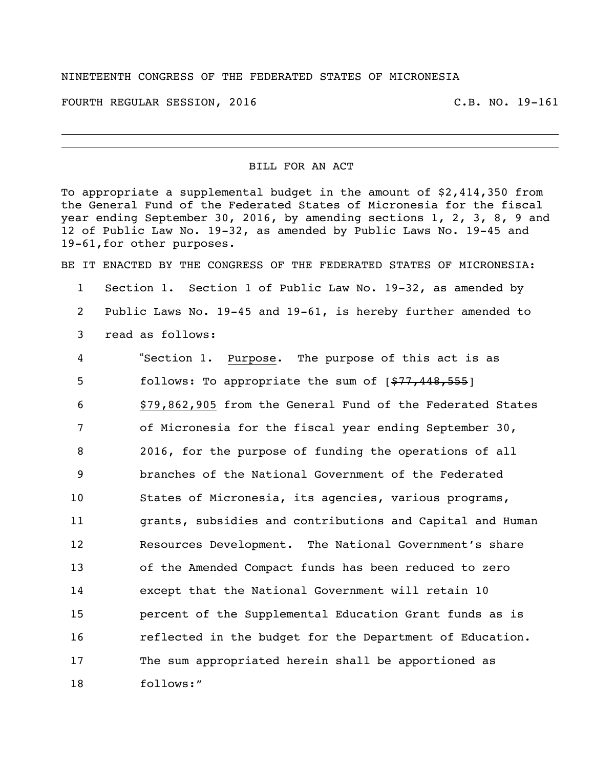NINETEENTH CONGRESS OF THE FEDERATED STATES OF MICRONESIA

FOURTH REGULAR SESSION, 2016 C.B. NO. 19-161

---

BILL FOR AN ACT

To appropriate a supplemental budget in the amount of $2,414,350 from the General Fund of the Federated States of Micronesia for the fiscal year ending September 30, 2016, by amending sections 1, 2, 3, 8, 9 and 12 of Public Law No. 19-32, as amended by Public Laws No. 19-45 and 19-61,for other purposes.

BE IT ENACTED BY THE CONGRESS OF THE FEDERATED STATES OF MICRONESIA:

1 Section 1. Section 1 of Public Law No. 19-32, as amended by
2 Public Laws No. 19-45 and 19-61, is hereby further amended to
3 read as follows:

4 "Section 1. Purpose. The purpose of this act is as
5 follows: To appropriate the sum of [~~$77,448,555~~]
6 $79,862,905 from the General Fund of the Federated States
7 of Micronesia for the fiscal year ending September 30,
8 2016, for the purpose of funding the operations of all
9 branches of the National Government of the Federated
10 States of Micronesia, its agencies, various programs,
11 grants, subsidies and contributions and Capital and Human
12 Resources Development. The National Government's share
13 of the Amended Compact funds has been reduced to zero
14 except that the National Government will retain 10
15 percent of the Supplemental Education Grant funds as is
16 reflected in the budget for the Department of Education.
17 The sum appropriated herein shall be apportioned as
18 follows:"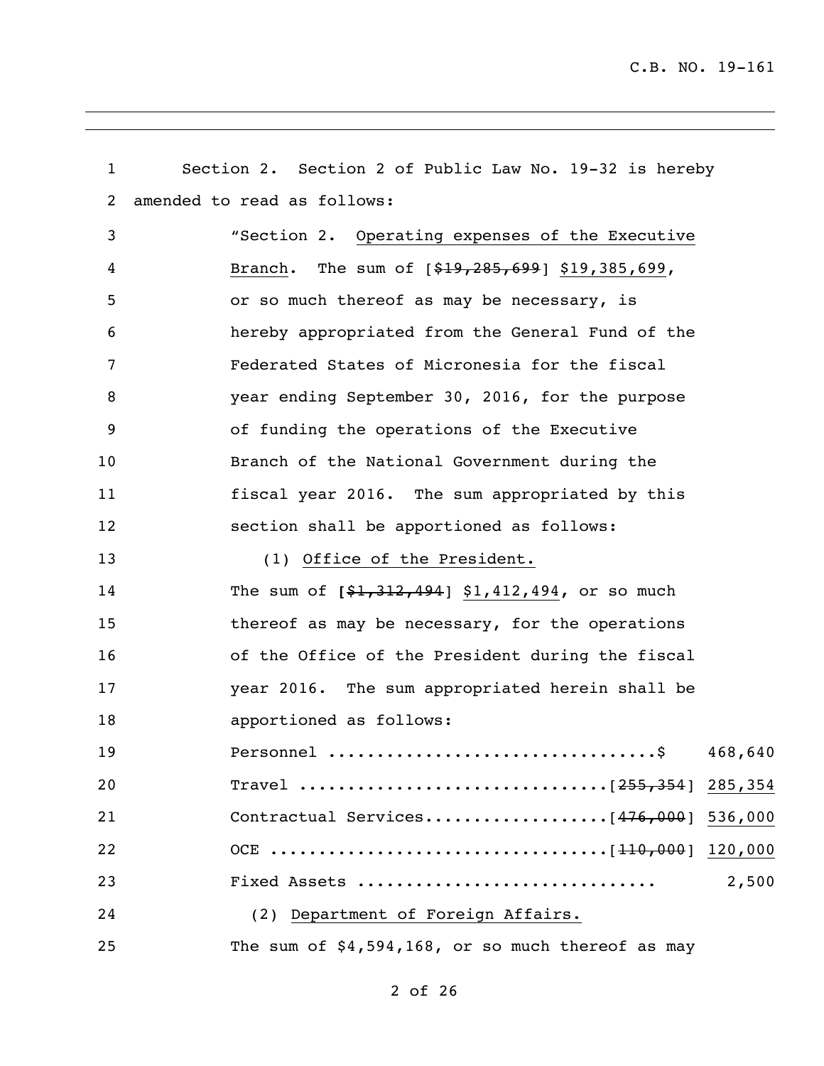Section 2. Section 2 of Public Law No. 19-32 is hereby amended to read as follows:

"Section 2. <u>Operating expenses of the Executive Branch</u>. The sum of [~~$19,285,699~~] <u>$19,385,699</u>, or so much thereof as may be necessary, is hereby appropriated from the General Fund of the Federated States of Micronesia for the fiscal year ending September 30, 2016, for the purpose of funding the operations of the Executive Branch of the National Government during the fiscal year 2016. The sum appropriated by this section shall be apportioned as follows:

(1) <u>Office of the President.</u>

The sum of [~~$1,312,494~~] <u>$1,412,494</u>, or so much thereof as may be necessary, for the operations of the Office of the President during the fiscal year 2016. The sum appropriated herein shall be apportioned as follows:

| | |
|---|---|
| Personnel ................................ | $ 468,640 |
| Travel ................................ | [~~255,354~~] <u>285,354</u> |
| Contractual Services.................. | [~~476,000~~] <u>536,000</u> |
| OCE ................................ | [~~110,000~~] <u>120,000</u> |
| Fixed Assets ............................ | 2,500 |

(2) <u>Department of Foreign Affairs.</u>

The sum of $4,594,168, or so much thereof as may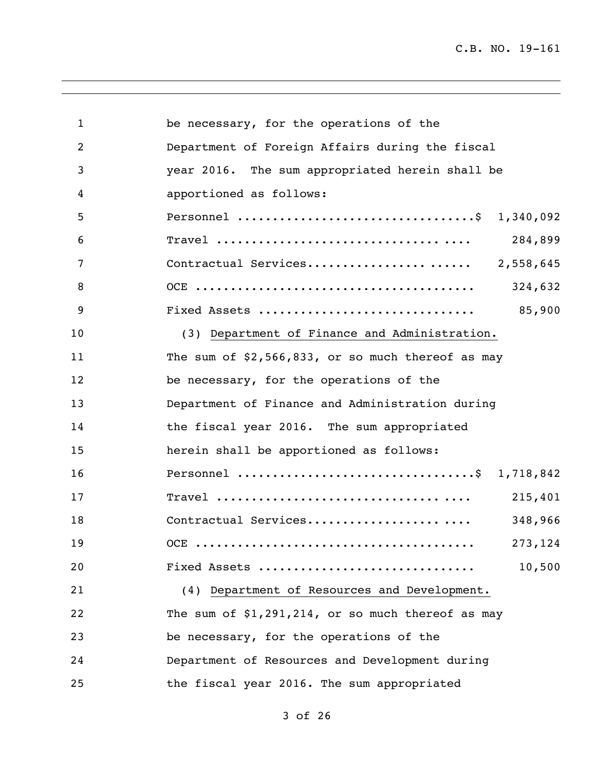be necessary, for the operations of the Department of Foreign Affairs during the fiscal year 2016. The sum appropriated herein shall be apportioned as follows:

| | |
|---|---|
| Personnel ................................. | $ 1,340,092 |
| Travel .................................. .... | 284,899 |
| Contractual Services...................... ...... | 2,558,645 |
| OCE ....................................... | 324,632 |
| Fixed Assets .............................. | 85,900 |

(3) Department of Finance and Administration. The sum of $2,566,833, or so much thereof as may be necessary, for the operations of the Department of Finance and Administration during the fiscal year 2016. The sum appropriated herein shall be apportioned as follows:

| | |
|---|---|
| Personnel ................................. | $ 1,718,842 |
| Travel .................................. .... | 215,401 |
| Contractual Services..................... .... | 348,966 |
| OCE ....................................... | 273,124 |
| Fixed Assets .............................. | 10,500 |

(4) Department of Resources and Development. The sum of $1,291,214, or so much thereof as may be necessary, for the operations of the Department of Resources and Development during the fiscal year 2016. The sum appropriated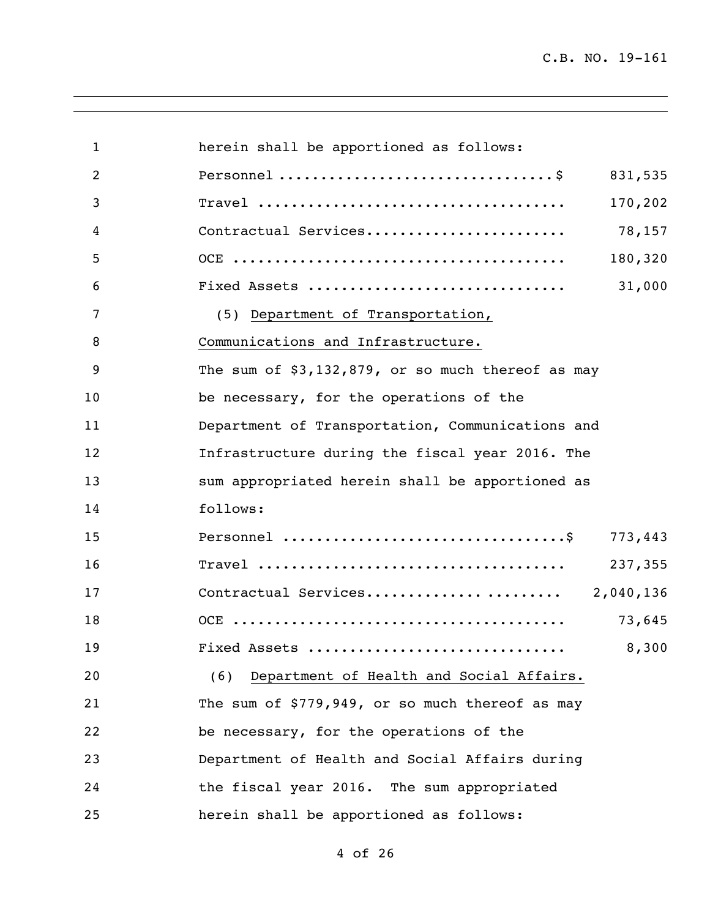herein shall be apportioned as follows:

| | |
|---|---|
| Personnel ................................$ | 831,535 |
| Travel .................................... | 170,202 |
| Contractual Services....................... | 78,157 |
| OCE ....................................... | 180,320 |
| Fixed Assets .............................. | 31,000 |

(5) <u>Department of Transportation, Communications and Infrastructure.</u> The sum of $3,132,879, or so much thereof as may be necessary, for the operations of the Department of Transportation, Communications and Infrastructure during the fiscal year 2016. The sum appropriated herein shall be apportioned as follows:

| | |
|---|---|
| Personnel .................................$ | 773,443 |
| Travel .................................... | 237,355 |
| Contractual Services........................ | 2,040,136 |
| OCE ....................................... | 73,645 |
| Fixed Assets .............................. | 8,300 |

(6) <u>Department of Health and Social Affairs.</u> The sum of $779,949, or so much thereof as may be necessary, for the operations of the Department of Health and Social Affairs during the fiscal year 2016. The sum appropriated herein shall be apportioned as follows: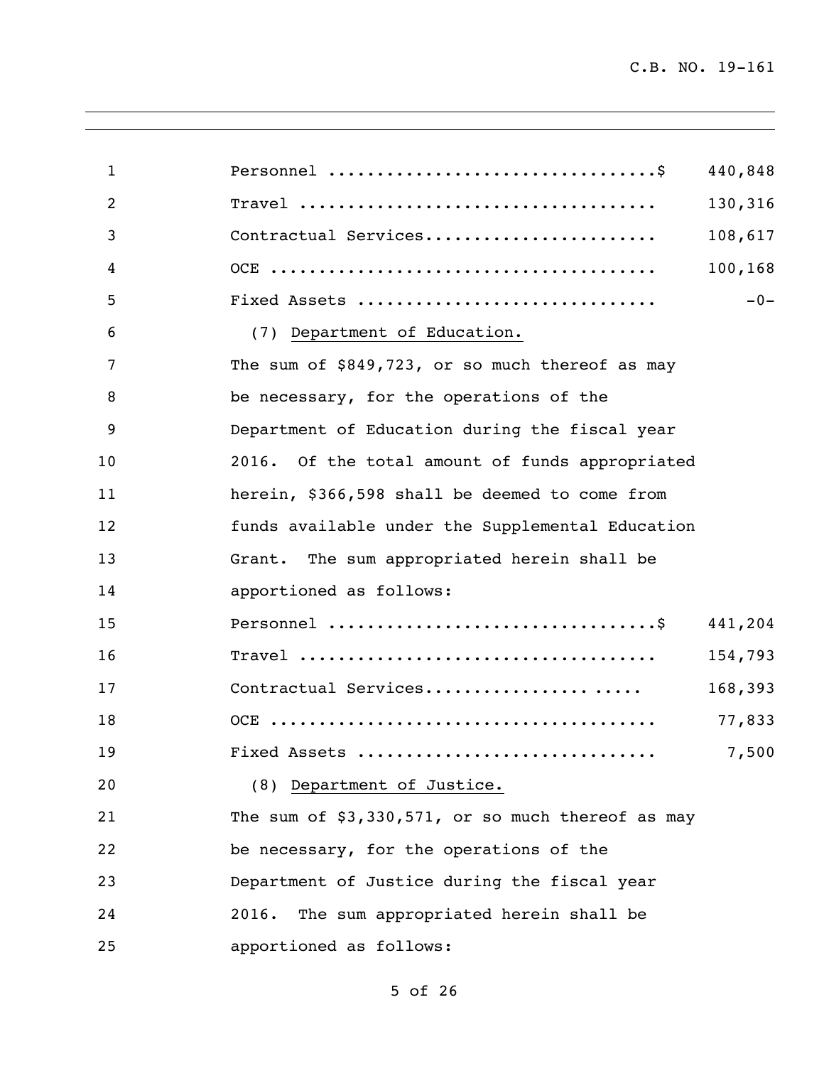| | |
|---|---|
| Personnel ................................$ | 440,848 |
| Travel .................................... | 130,316 |
| Contractual Services....................... | 108,617 |
| OCE ....................................... | 100,168 |
| Fixed Assets .............................. | -0- |

(7) Department of Education.

The sum of $849,723, or so much thereof as may be necessary, for the operations of the Department of Education during the fiscal year 2016. Of the total amount of funds appropriated herein, $366,598 shall be deemed to come from funds available under the Supplemental Education Grant. The sum appropriated herein shall be apportioned as follows:

| | |
|---|---|
| Personnel ................................$ | 441,204 |
| Travel .................................... | 154,793 |
| Contractual Services....................... | 168,393 |
| OCE ....................................... | 77,833 |
| Fixed Assets .............................. | 7,500 |

(8) Department of Justice.

The sum of $3,330,571, or so much thereof as may be necessary, for the operations of the Department of Justice during the fiscal year 2016. The sum appropriated herein shall be apportioned as follows: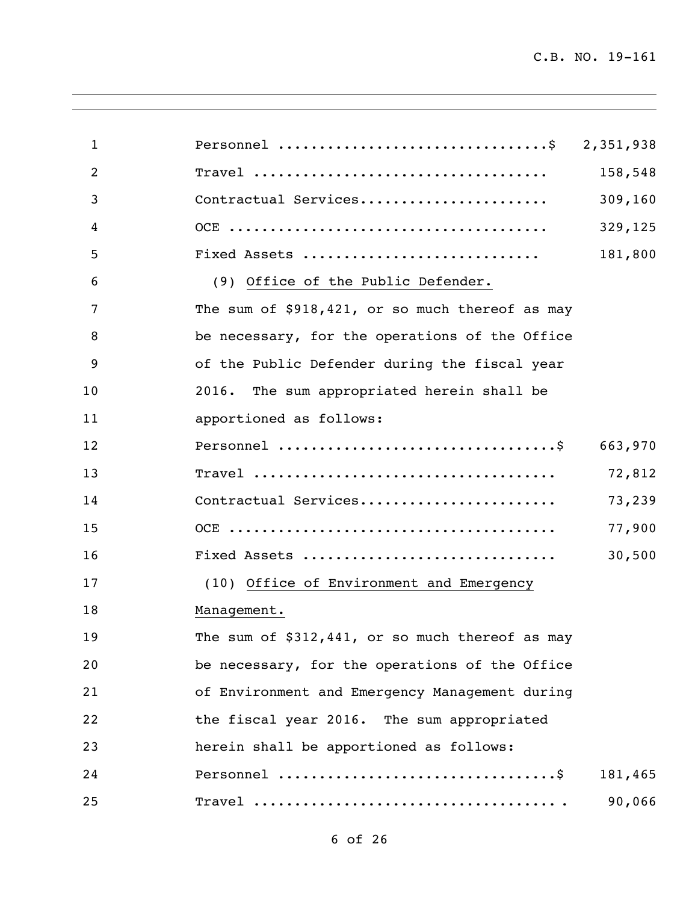Personnel ................................$ 2,351,938

Travel .................................. 158,548

Contractual Services...................... 309,160

OCE ...................................... 329,125

Fixed Assets ............................ 181,800

(9) Office of the Public Defender.

The sum of $918,421, or so much thereof as may be necessary, for the operations of the Office of the Public Defender during the fiscal year 2016. The sum appropriated herein shall be apportioned as follows:

Personnel ................................$ 663,970

Travel ................................... 72,812

Contractual Services...................... 73,239

OCE ...................................... 77,900

Fixed Assets ............................. 30,500

(10) Office of Environment and Emergency Management.

The sum of $312,441, or so much thereof as may be necessary, for the operations of the Office of Environment and Emergency Management during the fiscal year 2016. The sum appropriated herein shall be apportioned as follows:

Personnel ................................$ 181,465

Travel .................................. . 90,066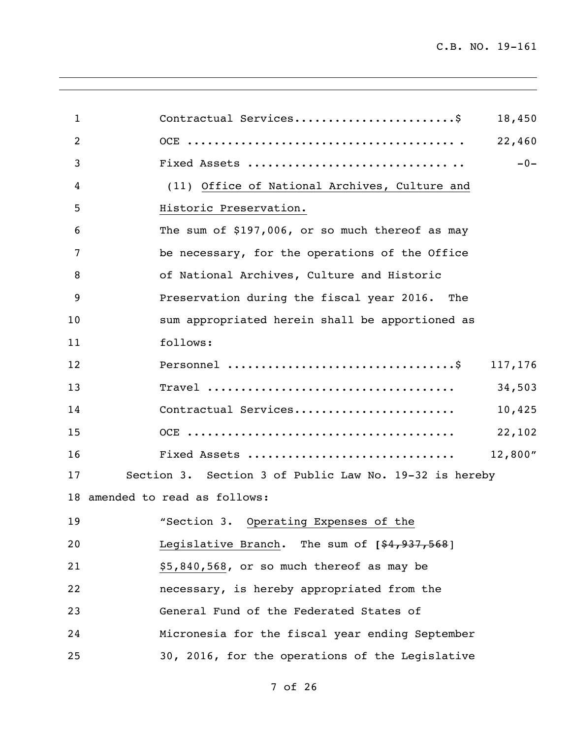Contractual Services.......................$ 18,450
OCE ........................................ 22,460
Fixed Assets ............................. .. -0-

(11) <u>Office of National Archives, Culture and Historic Preservation.</u>
The sum of $197,006, or so much thereof as may be necessary, for the operations of the Office of National Archives, Culture and Historic Preservation during the fiscal year 2016. The sum appropriated herein shall be apportioned as follows:

Personnel .................................$ 117,176
Travel .................................... 34,503
Contractual Services....................... 10,425
OCE ....................................... 22,102
Fixed Assets .............................. 12,800"

Section 3. Section 3 of Public Law No. 19-32 is hereby amended to read as follows:

"Section 3. <u>Operating Expenses of the Legislative Branch</u>. The sum of **[**~~$4,937,568~~] <u>$5,840,568</u>, or so much thereof as may be necessary, is hereby appropriated from the General Fund of the Federated States of Micronesia for the fiscal year ending September 30, 2016, for the operations of the Legislative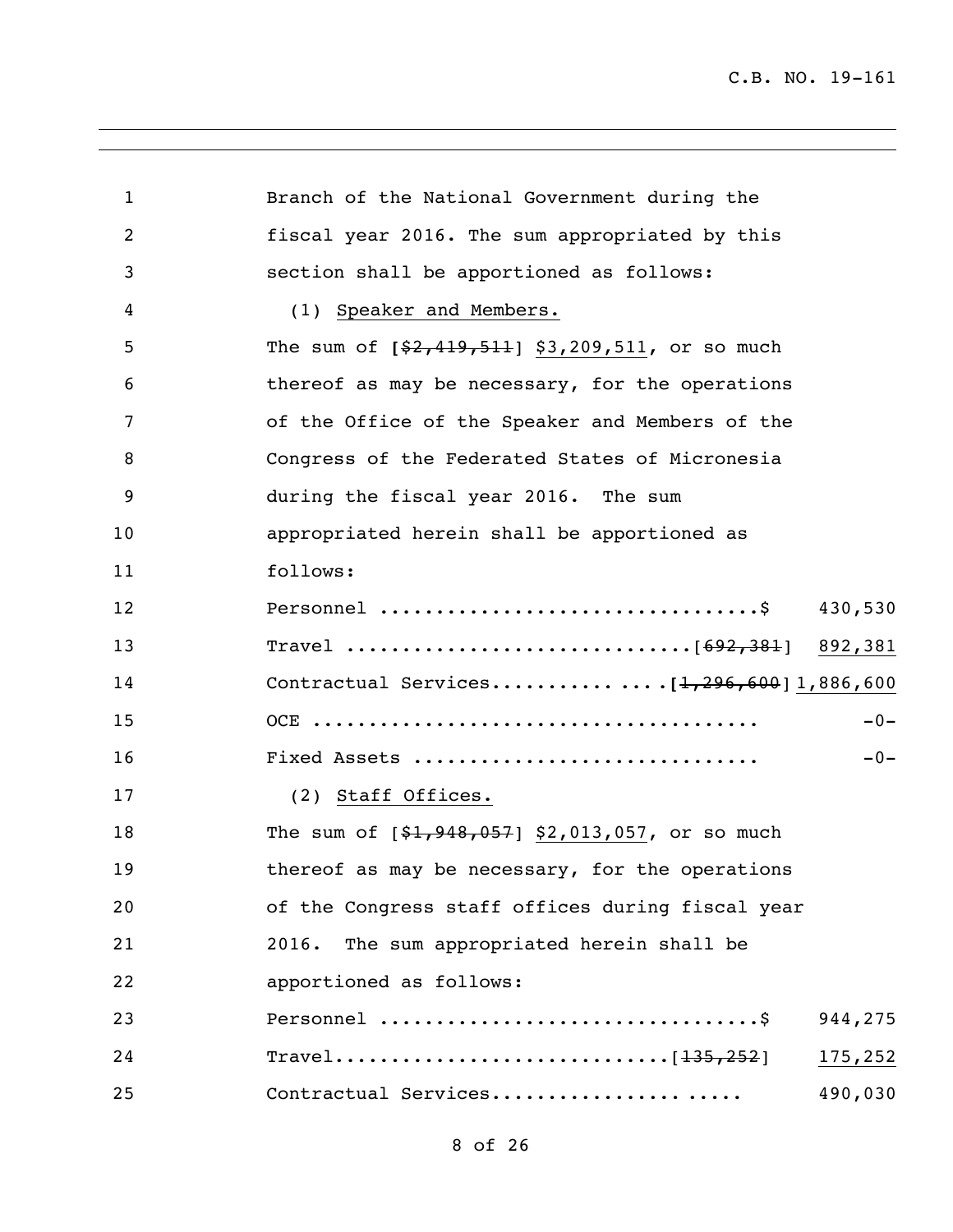Branch of the National Government during the fiscal year 2016. The sum appropriated by this section shall be apportioned as follows:

(1) Speaker and Members.

The sum of [~~$2,419,511~~] $3,209,511, or so much thereof as may be necessary, for the operations of the Office of the Speaker and Members of the Congress of the Federated States of Micronesia during the fiscal year 2016. The sum appropriated herein shall be apportioned as follows:

| | |
|---|---|
| Personnel ................................$ | 430,530 |
| Travel ............................[~~692,381~~] | 892,381 |
| Contractual Services.............. ....[~~1,296,600~~] | 1,886,600 |
| OCE ..................................... | -0- |
| Fixed Assets ............................ | -0- |

(2) Staff Offices.

The sum of [~~$1,948,057~~] $2,013,057, or so much thereof as may be necessary, for the operations of the Congress staff offices during fiscal year 2016. The sum appropriated herein shall be apportioned as follows:

| | |
|---|---|
| Personnel ................................$ | 944,275 |
| Travel............................[~~135,252~~] | 175,252 |
| Contractual Services.................... ..... | 490,030 |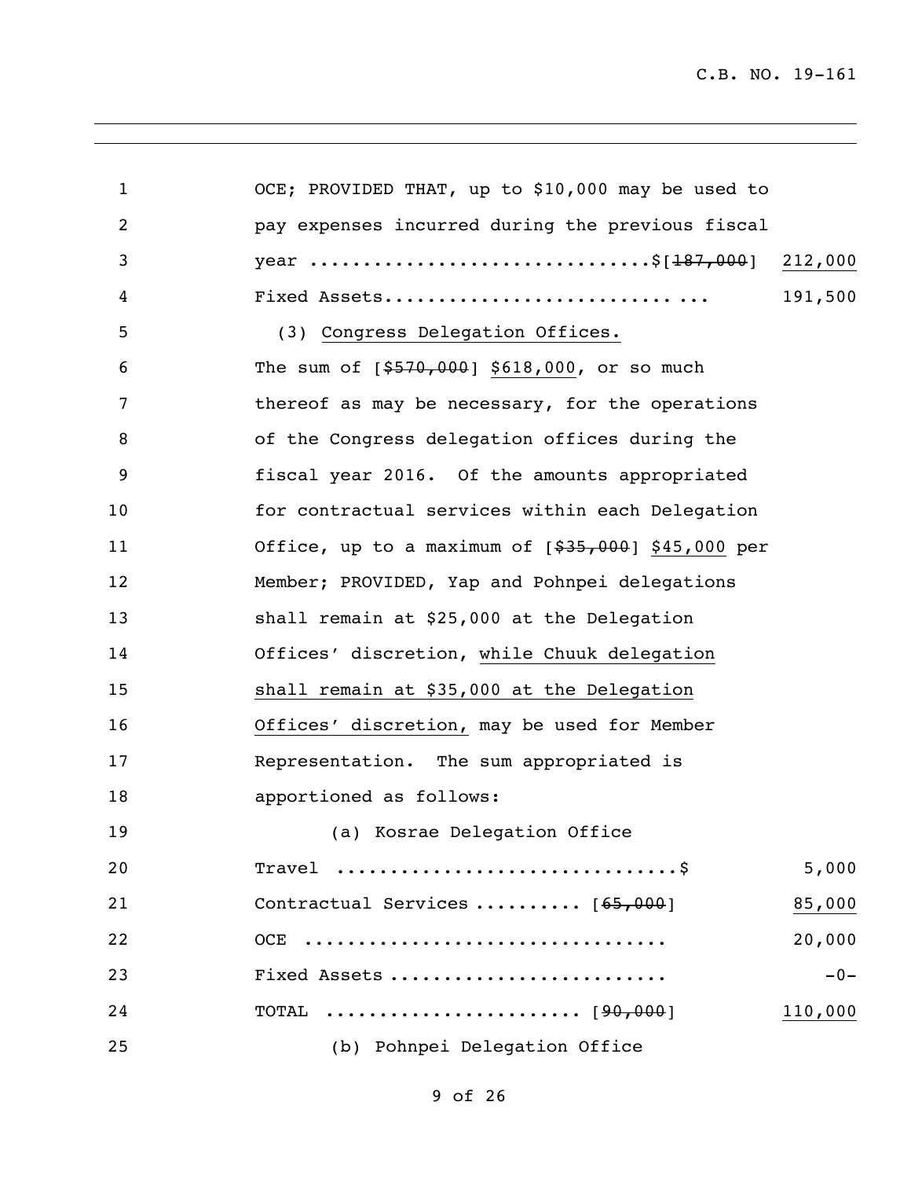OCE; PROVIDED THAT, up to $10,000 may be used to pay expenses incurred during the previous fiscal year ..............................$[~~187,000~~] <u>212,000</u>

Fixed Assets............................ ... 191,500

(3) <u>Congress Delegation Offices.</u>

The sum of [~~$570,000~~] <u>$618,000</u>, or so much thereof as may be necessary, for the operations of the Congress delegation offices during the fiscal year 2016. Of the amounts appropriated for contractual services within each Delegation Office, up to a maximum of [~~$35,000~~] <u>$45,000</u> per Member; PROVIDED, Yap and Pohnpei delegations shall remain at $25,000 at the Delegation Offices' discretion, <u>while Chuuk delegation shall remain at $35,000 at the Delegation Offices' discretion,</u> may be used for Member Representation. The sum appropriated is apportioned as follows:

(a) Kosrae Delegation Office

| | | |
|---|---|---|
| Travel ...............................$ | | 5,000 |
| Contractual Services .......... | [~~65,000~~] | <u>85,000</u> |
| OCE ................................. | | 20,000 |
| Fixed Assets ......................... | | -0- |
| TOTAL ....................... | [~~90,000~~] | <u>110,000</u> |

(b) Pohnpei Delegation Office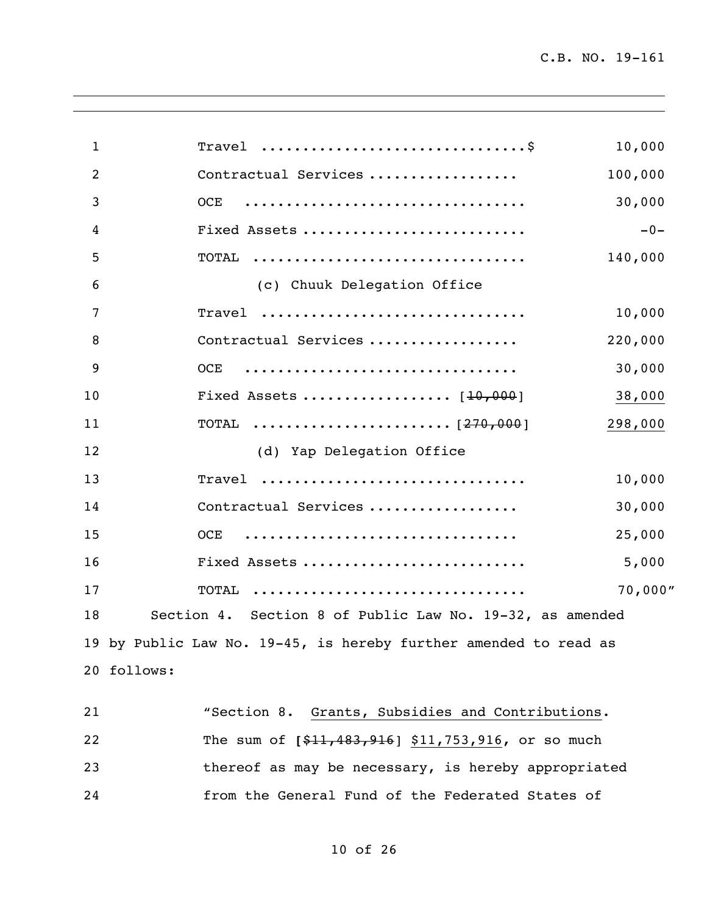| | | |
|---|---|---|
| Travel ...............................$ | | 10,000 |
| Contractual Services ................. | | 100,000 |
| OCE ................................. | | 30,000 |
| Fixed Assets ......................... | | -0- |
| TOTAL ................................ | | 140,000 |
| (c) Chuuk Delegation Office | | |
| Travel ............................... | | 10,000 |
| Contractual Services ................. | | 220,000 |
| OCE ................................. | | 30,000 |
| Fixed Assets ................. | [~~10,000~~] | <u>38,000</u> |
| TOTAL ....................... | [~~270,000~~] | <u>298,000</u> |
| (d) Yap Delegation Office | | |
| Travel ............................... | | 10,000 |
| Contractual Services ................. | | 30,000 |
| OCE ................................. | | 25,000 |
| Fixed Assets ......................... | | 5,000 |
| TOTAL ................................ | | 70,000" |

Section 4. Section 8 of Public Law No. 19-32, as amended by Public Law No. 19-45, is hereby further amended to read as follows:

"Section 8. <u>Grants, Subsidies and Contributions</u>. The sum of [~~$11,483,916~~] <u>$11,753,916</u>, or so much thereof as may be necessary, is hereby appropriated from the General Fund of the Federated States of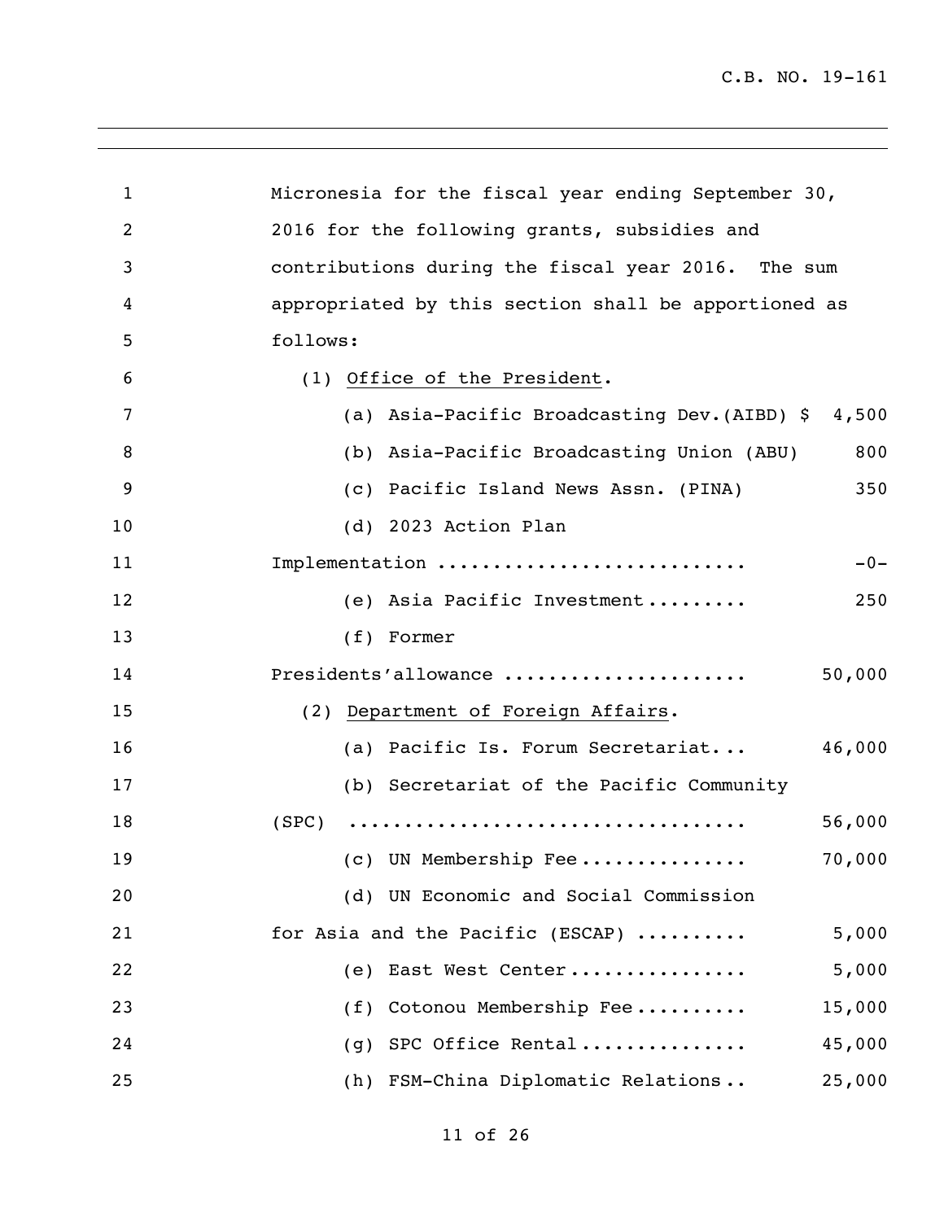Micronesia for the fiscal year ending September 30, 2016 for the following grants, subsidies and contributions during the fiscal year 2016. The sum appropriated by this section shall be apportioned as follows:

(1) Office of the President.

| | |
|---|---|
| (a) Asia-Pacific Broadcasting Dev.(AIBD) | $ 4,500 |
| (b) Asia-Pacific Broadcasting Union (ABU) | 800 |
| (c) Pacific Island News Assn. (PINA) | 350 |
| (d) 2023 Action Plan Implementation ........................... | -0- |
| (e) Asia Pacific Investment ......... | 250 |
| (f) Former Presidents'allowance ..................... | 50,000 |

(2) Department of Foreign Affairs.

| | |
|---|---|
| (a) Pacific Is. Forum Secretariat... | 46,000 |
| (b) Secretariat of the Pacific Community (SPC) ................................... | 56,000 |
| (c) UN Membership Fee .............. | 70,000 |
| (d) UN Economic and Social Commission for Asia and the Pacific (ESCAP) .......... | 5,000 |
| (e) East West Center ............... | 5,000 |
| (f) Cotonou Membership Fee .......... | 15,000 |
| (g) SPC Office Rental .............. | 45,000 |
| (h) FSM-China Diplomatic Relations .. | 25,000 |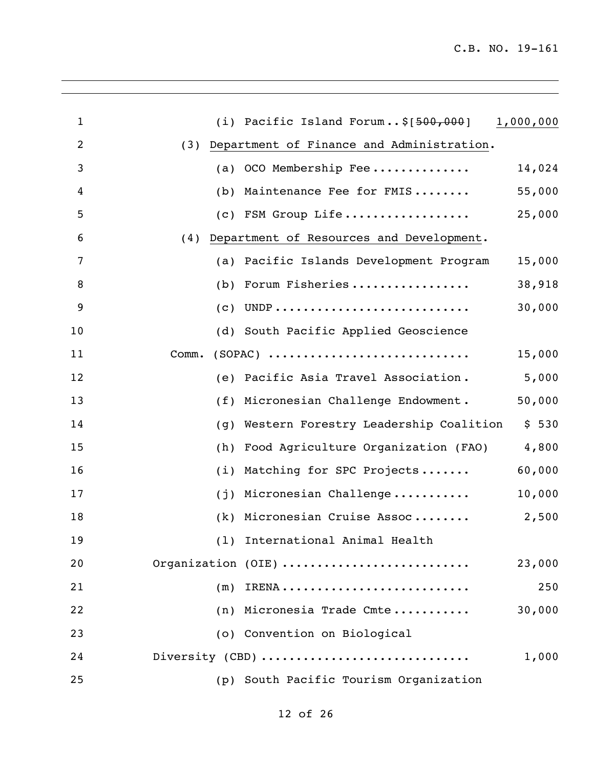(i) Pacific Island Forum..$[~~500,000~~] 1,000,000

(3) Department of Finance and Administration.

(a) OCO Membership Fee.............. 14,024

(b) Maintenance Fee for FMIS........ 55,000

(c) FSM Group Life.................. 25,000

(4) Department of Resources and Development.

(a) Pacific Islands Development Program 15,000

(b) Forum Fisheries................. 38,918

(c) UNDP............................ 30,000

(d) South Pacific Applied Geoscience Comm. (SOPAC) ............................ 15,000

(e) Pacific Asia Travel Association. 5,000

(f) Micronesian Challenge Endowment. 50,000

(g) Western Forestry Leadership Coalition $ 530

(h) Food Agriculture Organization (FAO) 4,800

(i) Matching for SPC Projects....... 60,000

(j) Micronesian Challenge........... 10,000

(k) Micronesian Cruise Assoc........ 2,500

(l) International Animal Health Organization (OIE).......................... 23,000

(m) IRENA........................... 250

(n) Micronesia Trade Cmte........... 30,000

(o) Convention on Biological Diversity (CBD)............................ 1,000

(p) South Pacific Tourism Organization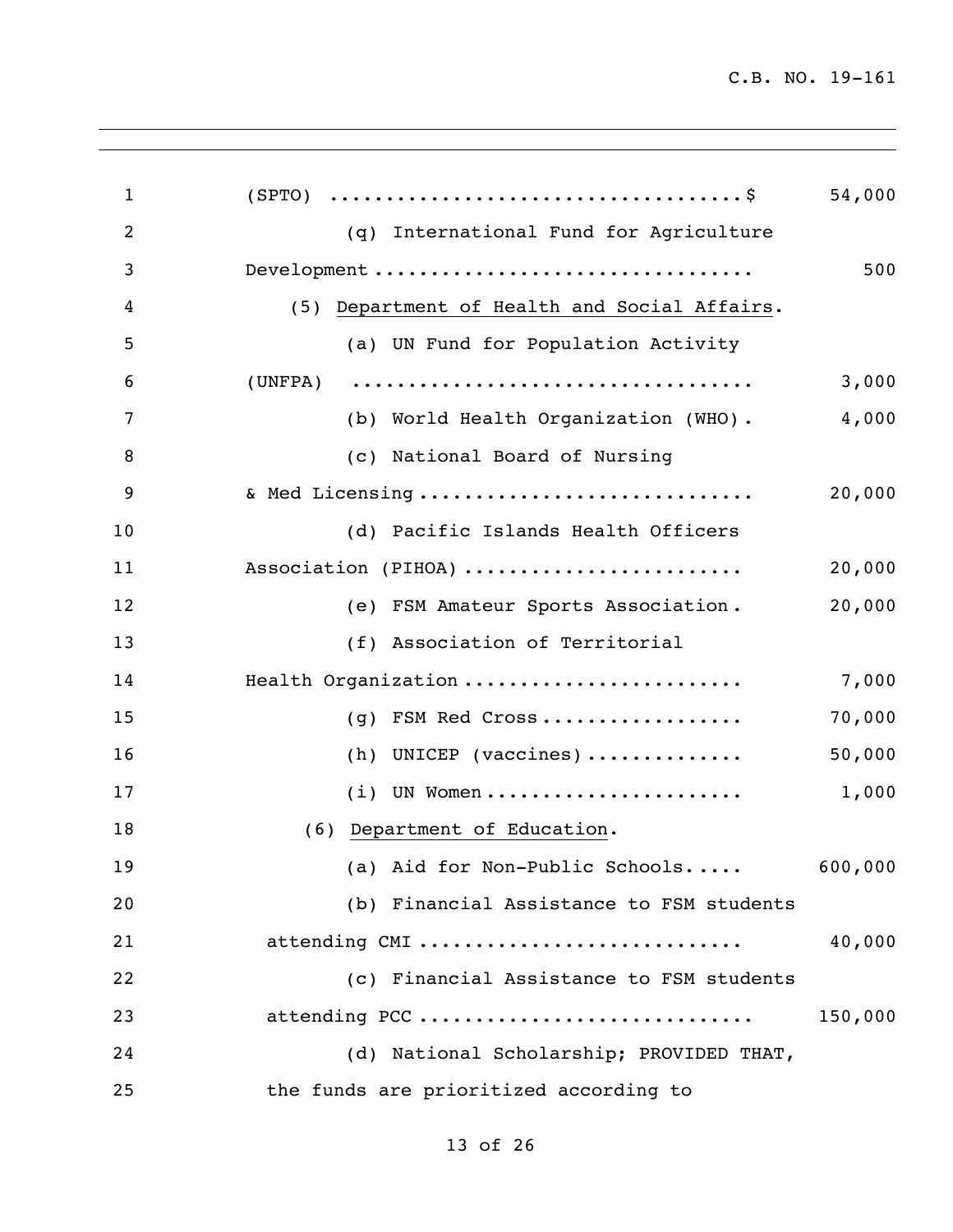(SPTO) ....................................$ 54,000

(q) International Fund for Agriculture Development ................................ 500

(5) Department of Health and Social Affairs.

(a) UN Fund for Population Activity (UNFPA) .................................. 3,000

(b) World Health Organization (WHO). 4,000

(c) National Board of Nursing & Med Licensing ............................ 20,000

(d) Pacific Islands Health Officers Association (PIHOA) ........................ 20,000

(e) FSM Amateur Sports Association. 20,000

(f) Association of Territorial Health Organization ........................ 7,000

(g) FSM Red Cross ................. 70,000

(h) UNICEP (vaccines) ............. 50,000

(i) UN Women ...................... 1,000

(6) Department of Education.

(a) Aid for Non-Public Schools..... 600,000

(b) Financial Assistance to FSM students attending CMI ........................... 40,000

(c) Financial Assistance to FSM students attending PCC ............................ 150,000

(d) National Scholarship; PROVIDED THAT, the funds are prioritized according to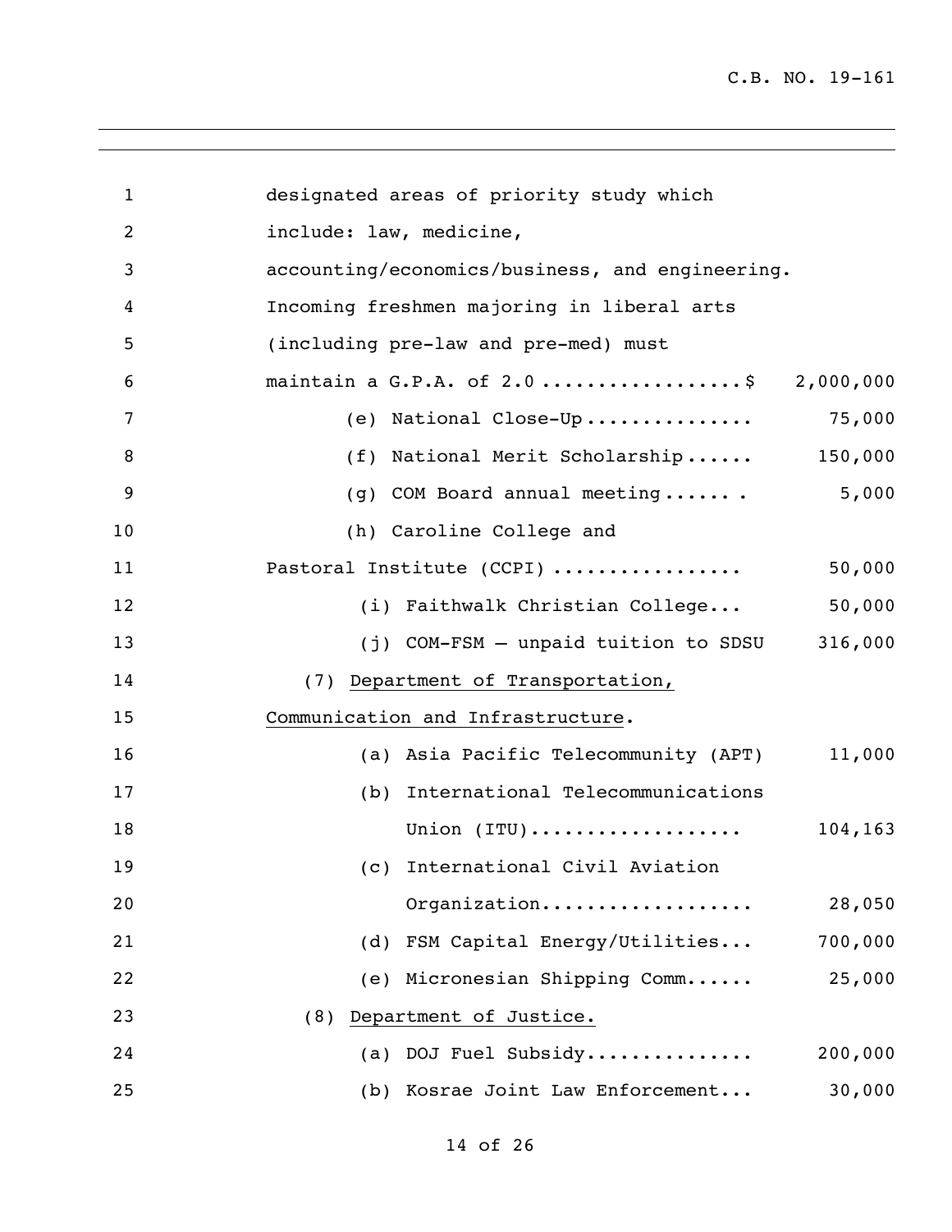designated areas of priority study which include: law, medicine, accounting/economics/business, and engineering. Incoming freshmen majoring in liberal arts (including pre-law and pre-med) must maintain a G.P.A. of 2.0 ..................$ 2,000,000

(e) National Close-Up............... 75,000

(f) National Merit Scholarship...... 150,000

(g) COM Board annual meeting....... . 5,000

(h) Caroline College and Pastoral Institute (CCPI) ................ 50,000

(i) Faithwalk Christian College... 50,000

(j) COM-FSM – unpaid tuition to SDSU 316,000

(7) Department of Transportation, Communication and Infrastructure.

(a) Asia Pacific Telecommunity (APT) 11,000

(b) International Telecommunications Union (ITU).................. 104,163

(c) International Civil Aviation Organization.................. 28,050

(d) FSM Capital Energy/Utilities... 700,000

(e) Micronesian Shipping Comm...... 25,000

(8) Department of Justice.

(a) DOJ Fuel Subsidy.............. 200,000

(b) Kosrae Joint Law Enforcement... 30,000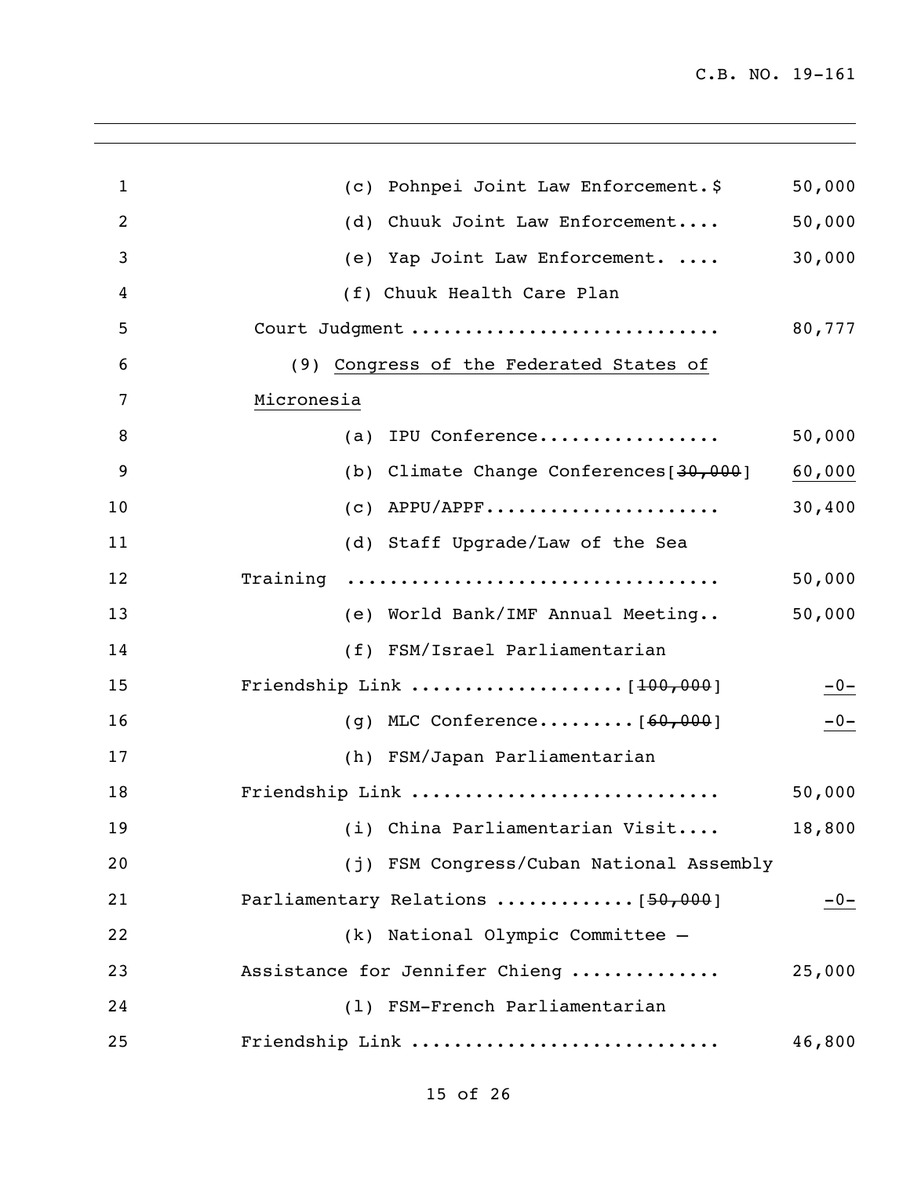(c) Pohnpei Joint Law Enforcement.$ 50,000

(d) Chuuk Joint Law Enforcement.... 50,000

(e) Yap Joint Law Enforcement. .... 30,000

(f) Chuuk Health Care Plan Court Judgment ............................ 80,777

(9) <u>Congress of the Federated States of Micronesia</u>

(a) IPU Conference................. 50,000

(b) Climate Change Conferences[~~30,000~~] <u>60,000</u>

(c) APPU/APPF..................... 30,400

(d) Staff Upgrade/Law of the Sea Training .................................. 50,000

(e) World Bank/IMF Annual Meeting.. 50,000

(f) FSM/Israel Parliamentarian Friendship Link ...................[~~100,000~~] <u>-0-</u>

(g) MLC Conference.........[~~60,000~~] <u>-0-</u>

(h) FSM/Japan Parliamentarian Friendship Link ........................... 50,000

(i) China Parliamentarian Visit.... 18,800

(j) FSM Congress/Cuban National Assembly Parliamentary Relations ............[~~50,000~~] <u>-0-</u>

(k) National Olympic Committee – Assistance for Jennifer Chieng ............. 25,000

(l) FSM-French Parliamentarian Friendship Link ........................... 46,800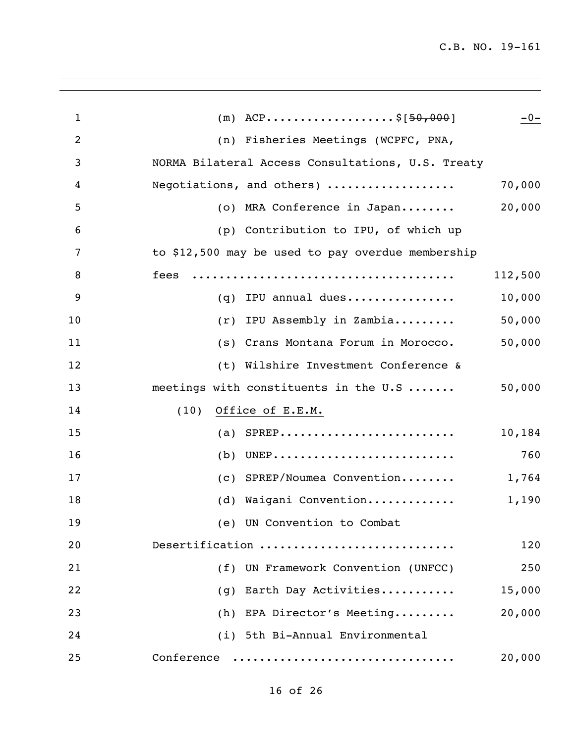(m) ACP..................$[~~50,000~~] -0-

(n) Fisheries Meetings (WCPFC, PNA, NORMA Bilateral Access Consultations, U.S. Treaty Negotiations, and others) .................. 70,000

(o) MRA Conference in Japan........ 20,000

(p) Contribution to IPU, of which up to $12,500 may be used to pay overdue membership fees ...................................... 112,500

(q) IPU annual dues................ 10,000

(r) IPU Assembly in Zambia......... 50,000

(s) Crans Montana Forum in Morocco. 50,000

(t) Wilshire Investment Conference & meetings with constituents in the U.S ....... 50,000

(10) <u>Office of E.E.M.</u>

(a) SPREP......................... 10,184

(b) UNEP.......................... 760

(c) SPREP/Noumea Convention........ 1,764

(d) Waigani Convention............ 1,190

(e) UN Convention to Combat Desertification ............................ 120

(f) UN Framework Convention (UNFCC) 250

(g) Earth Day Activities........... 15,000

(h) EPA Director's Meeting......... 20,000

(i) 5th Bi-Annual Environmental Conference ................................ 20,000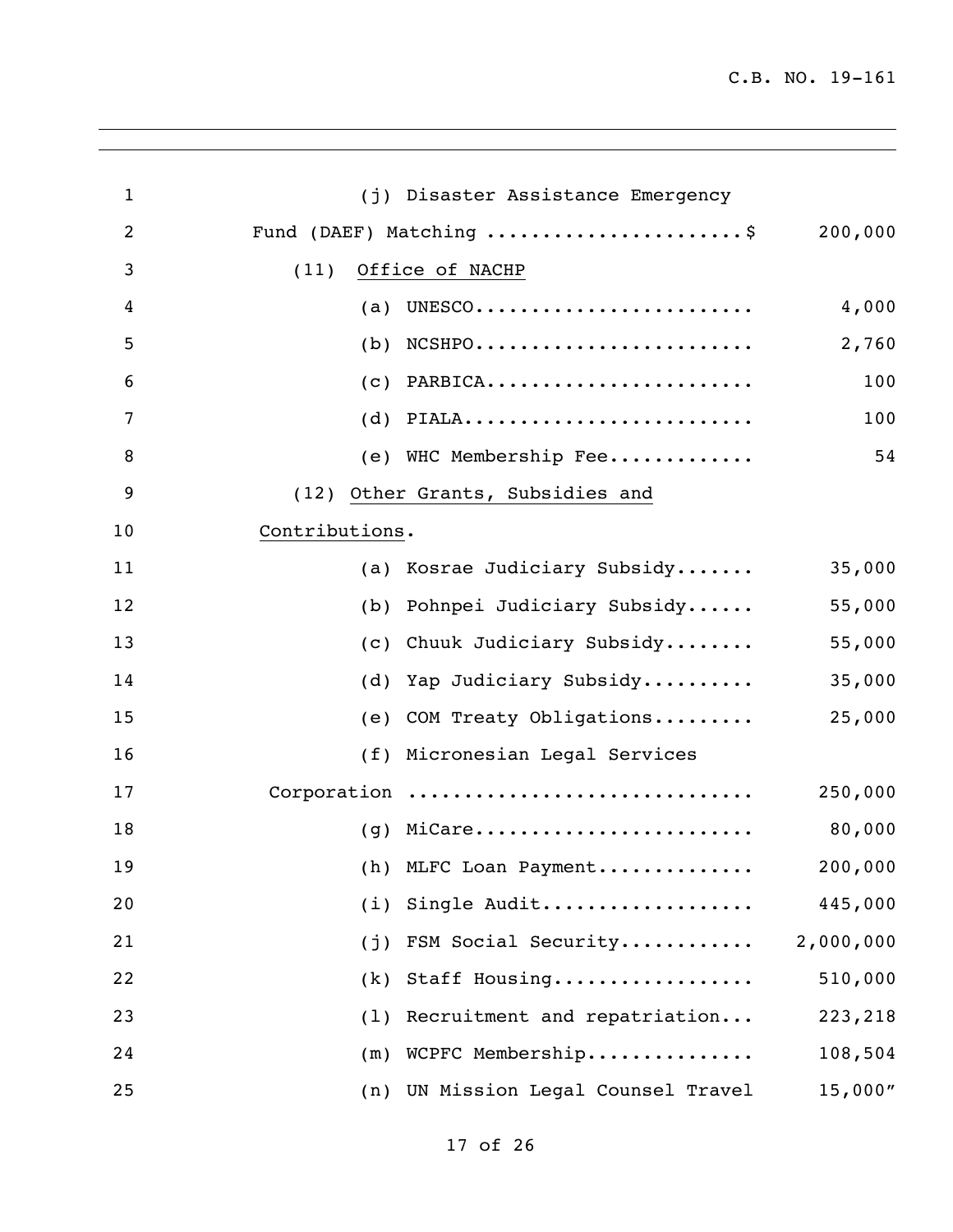(j) Disaster Assistance Emergency Fund (DAEF) Matching ......................$ 200,000

(11) <u>Office of NACHP</u>

(a) UNESCO......................... 4,000

(b) NCSHPO......................... 2,760

(c) PARBICA........................ 100

(d) PIALA.......................... 100

(e) WHC Membership Fee............. 54

(12) <u>Other Grants, Subsidies and Contributions</u>.

(a) Kosrae Judiciary Subsidy....... 35,000

(b) Pohnpei Judiciary Subsidy...... 55,000

(c) Chuuk Judiciary Subsidy........ 55,000

(d) Yap Judiciary Subsidy.......... 35,000

(e) COM Treaty Obligations......... 25,000

(f) Micronesian Legal Services Corporation ............................. 250,000

(g) MiCare......................... 80,000

(h) MLFC Loan Payment.............. 200,000

(i) Single Audit................... 445,000

(j) FSM Social Security............ 2,000,000

(k) Staff Housing.................. 510,000

(l) Recruitment and repatriation... 223,218

(m) WCPFC Membership............... 108,504

(n) UN Mission Legal Counsel Travel 15,000"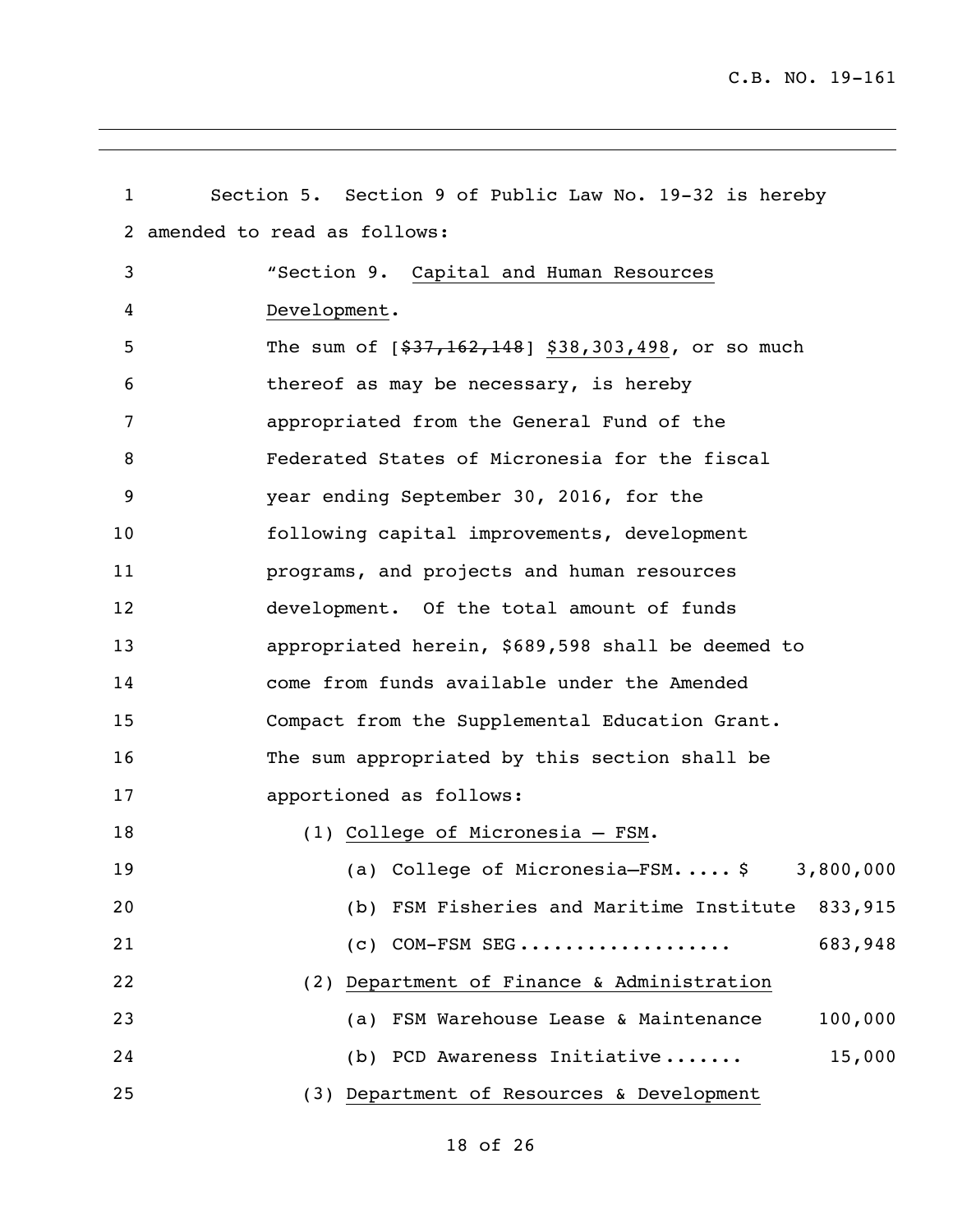Section 5. Section 9 of Public Law No. 19-32 is hereby amended to read as follows:

"Section 9. Capital and Human Resources Development.

The sum of [~~$37,162,148~~] $38,303,498, or so much thereof as may be necessary, is hereby appropriated from the General Fund of the Federated States of Micronesia for the fiscal year ending September 30, 2016, for the following capital improvements, development programs, and projects and human resources development. Of the total amount of funds appropriated herein, $689,598 shall be deemed to come from funds available under the Amended Compact from the Supplemental Education Grant. The sum appropriated by this section shall be apportioned as follows:

(1) College of Micronesia – FSM.

| | |
|---|---|
| (a) College of Micronesia–FSM..... $ | 3,800,000 |
| (b) FSM Fisheries and Maritime Institute | 833,915 |
| (c) COM-FSM SEG.................. | 683,948 |

(2) Department of Finance & Administration

| | |
|---|---|
| (a) FSM Warehouse Lease & Maintenance | 100,000 |
| (b) PCD Awareness Initiative....... | 15,000 |

(3) Department of Resources & Development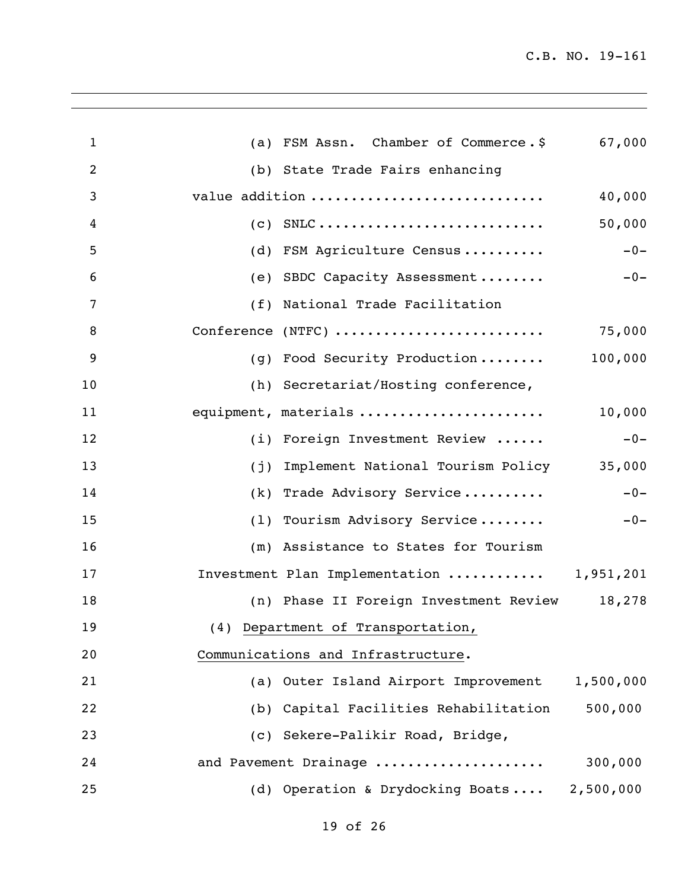(a) FSM Assn. Chamber of Commerce . $ 67,000

(b) State Trade Fairs enhancing value addition ............................ 40,000

(c) SNLC ........................... 50,000

(d) FSM Agriculture Census .......... -0-

(e) SBDC Capacity Assessment ........ -0-

(f) National Trade Facilitation Conference (NTFC) ......................... 75,000

(g) Food Security Production ........ 100,000

(h) Secretariat/Hosting conference, equipment, materials ...................... 10,000

(i) Foreign Investment Review ...... -0-

(j) Implement National Tourism Policy 35,000

(k) Trade Advisory Service .......... -0-

(l) Tourism Advisory Service ........ -0-

(m) Assistance to States for Tourism Investment Plan Implementation ........... 1,951,201

(n) Phase II Foreign Investment Review 18,278

(4) Department of Transportation, Communications and Infrastructure.

(a) Outer Island Airport Improvement 1,500,000

(b) Capital Facilities Rehabilitation 500,000

(c) Sekere-Palikir Road, Bridge, and Pavement Drainage .................... 300,000

(d) Operation & Drydocking Boats .... 2,500,000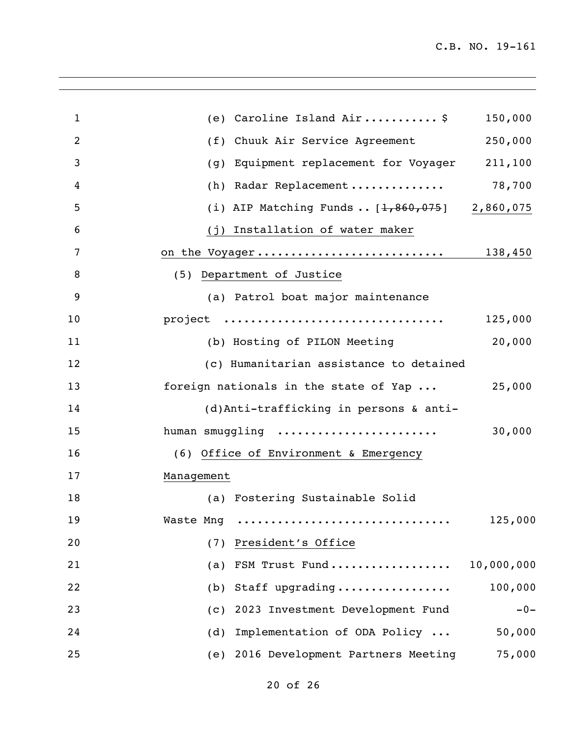(e) Caroline Island Air........... $ 150,000

(f) Chuuk Air Service Agreement 250,000

(g) Equipment replacement for Voyager 211,100

(h) Radar Replacement.............. 78,700

(i) AIP Matching Funds .. [~~1,860,075~~] <u>2,860,075</u>

<u>(j) Installation of water maker on the Voyager........................... 138,450</u>

(5) <u>Department of Justice</u>

(a) Patrol boat major maintenance project ................................ 125,000

(b) Hosting of PILON Meeting 20,000

(c) Humanitarian assistance to detained foreign nationals in the state of Yap ... 25,000

(d)Anti-trafficking in persons & anti-human smuggling ....................... 30,000

(6) <u>Office of Environment & Emergency Management</u>

(a) Fostering Sustainable Solid Waste Mng ............................... 125,000

(7) <u>President's Office</u>

(a) FSM Trust Fund.................. 10,000,000

(b) Staff upgrading................. 100,000

(c) 2023 Investment Development Fund -0-

(d) Implementation of ODA Policy ... 50,000

(e) 2016 Development Partners Meeting 75,000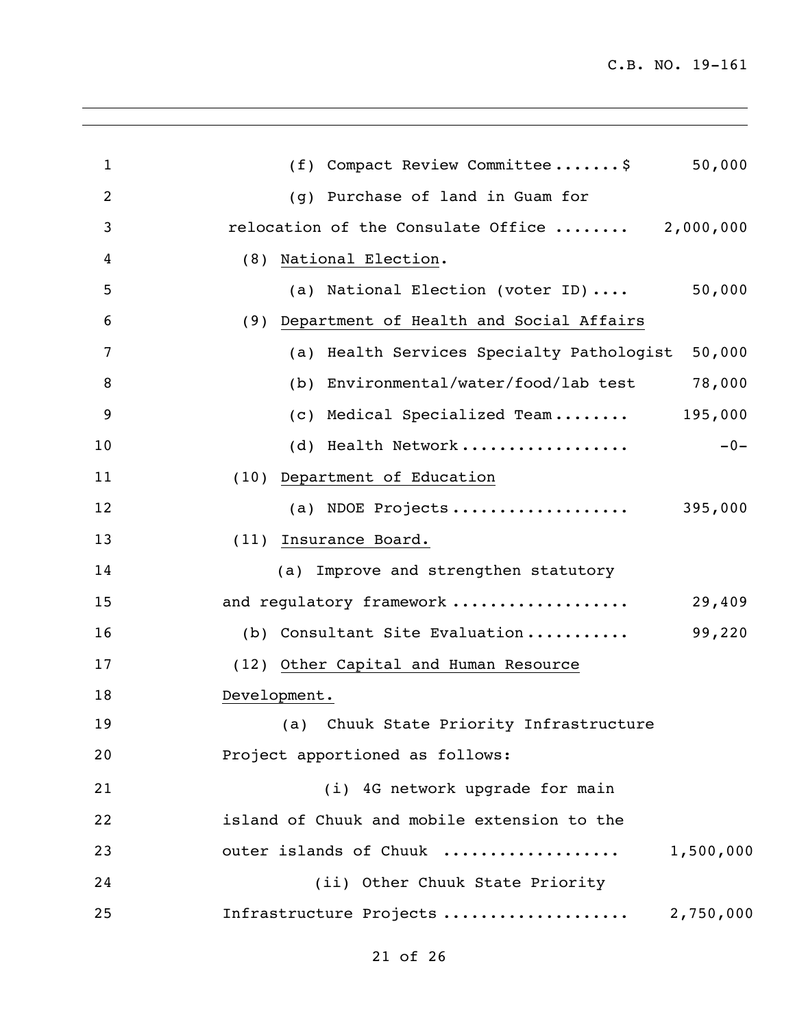(f) Compact Review Committee.......$ 50,000

(g) Purchase of land in Guam for relocation of the Consulate Office ........ 2,000,000

(8) National Election.

(a) National Election (voter ID).... 50,000

(9) Department of Health and Social Affairs

(a) Health Services Specialty Pathologist 50,000

(b) Environmental/water/food/lab test 78,000

(c) Medical Specialized Team........ 195,000

(d) Health Network.................. -0-

(10) Department of Education

(a) NDOE Projects................... 395,000

(11) Insurance Board.

(a) Improve and strengthen statutory and regulatory framework................... 29,409

(b) Consultant Site Evaluation........... 99,220

(12) Other Capital and Human Resource Development.

(a) Chuuk State Priority Infrastructure Project apportioned as follows:

(i) 4G network upgrade for main island of Chuuk and mobile extension to the outer islands of Chuuk .................. 1,500,000

(ii) Other Chuuk State Priority Infrastructure Projects................... 2,750,000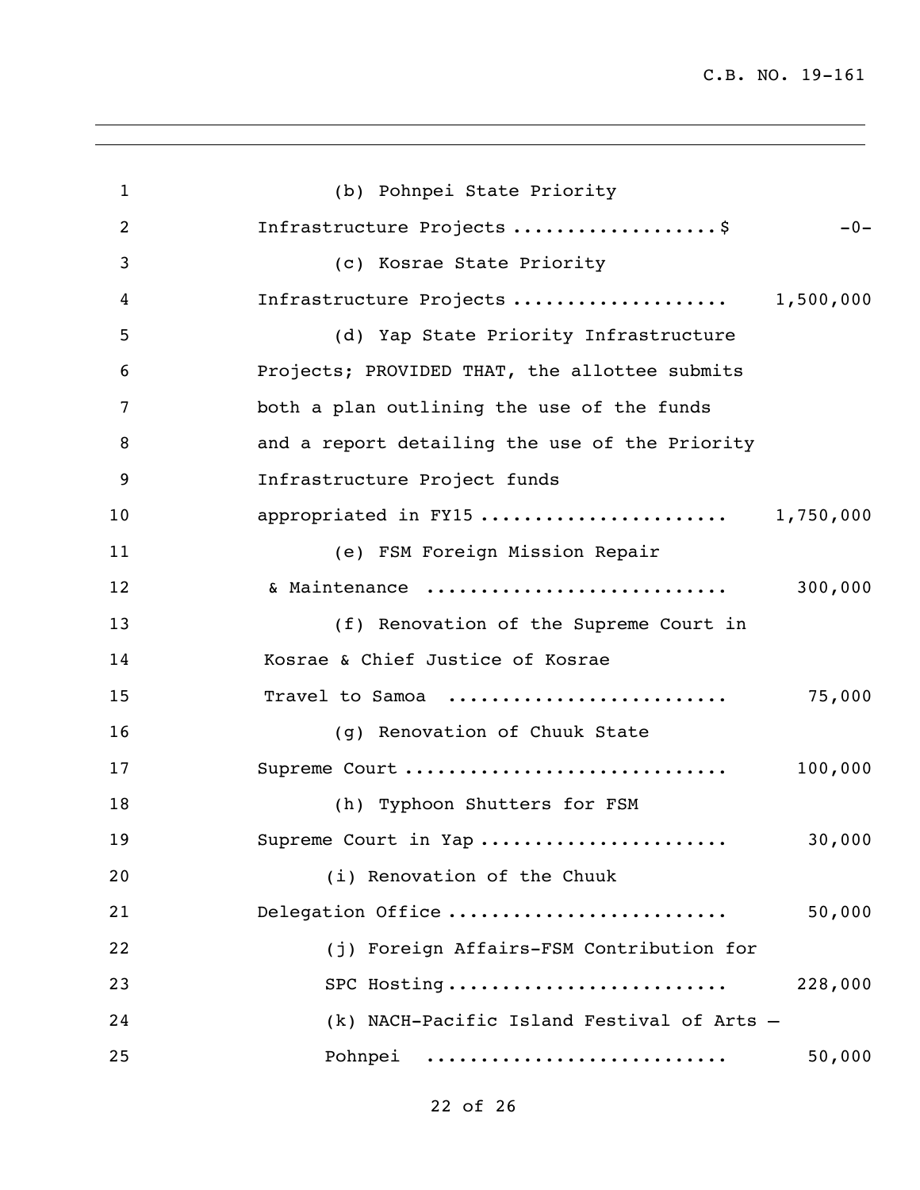(b) Pohnpei State Priority Infrastructure Projects ..................$ -0-

(c) Kosrae State Priority Infrastructure Projects ................... 1,500,000

(d) Yap State Priority Infrastructure Projects; PROVIDED THAT, the allottee submits both a plan outlining the use of the funds and a report detailing the use of the Priority Infrastructure Project funds appropriated in FY15 ...................... 1,750,000

(e) FSM Foreign Mission Repair & Maintenance .......................... 300,000

(f) Renovation of the Supreme Court in Kosrae & Chief Justice of Kosrae Travel to Samoa ......................... 75,000

(g) Renovation of Chuuk State Supreme Court ............................ 100,000

(h) Typhoon Shutters for FSM Supreme Court in Yap ...................... 30,000

(i) Renovation of the Chuuk Delegation Office ........................ 50,000

(j) Foreign Affairs-FSM Contribution for SPC Hosting ......................... 228,000

(k) NACH-Pacific Island Festival of Arts – Pohnpei .......................... 50,000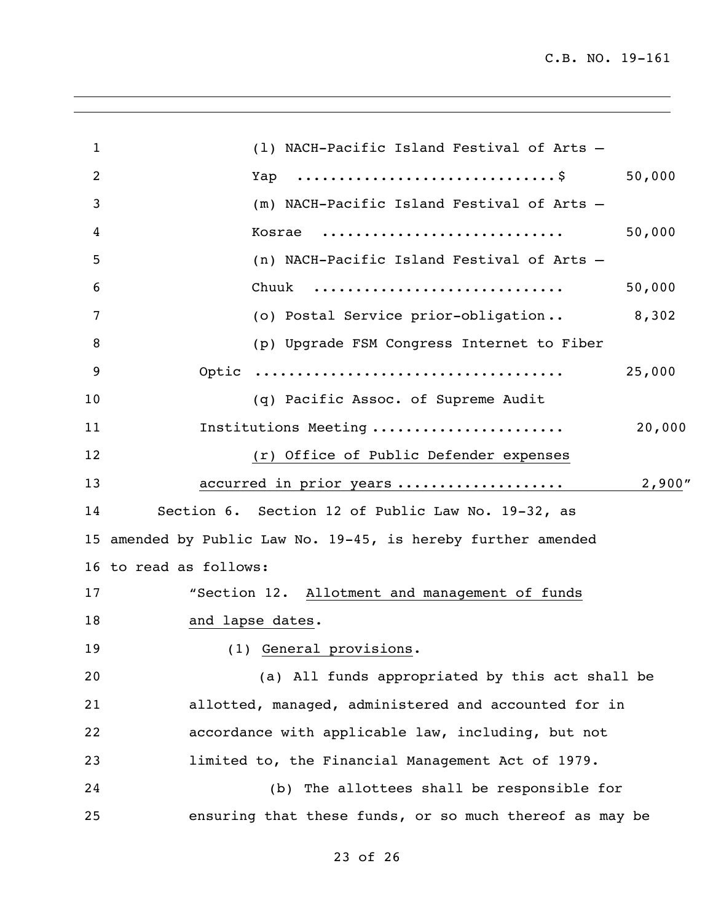(l) NACH-Pacific Island Festival of Arts – Yap ..............................$ 50,000

(m) NACH-Pacific Island Festival of Arts – Kosrae ............................ 50,000

(n) NACH-Pacific Island Festival of Arts – Chuuk ............................. 50,000

(o) Postal Service prior-obligation.. 8,302

(p) Upgrade FSM Congress Internet to Fiber Optic .................................... 25,000

(q) Pacific Assoc. of Supreme Audit Institutions Meeting ...................... 20,000

<u>(r) Office of Public Defender expenses accurred in prior years ................... 2,900</u>"

Section 6. Section 12 of Public Law No. 19-32, as amended by Public Law No. 19-45, is hereby further amended to read as follows:

"Section 12. <u>Allotment and management of funds and lapse dates</u>.

(1) <u>General provisions</u>.

(a) All funds appropriated by this act shall be allotted, managed, administered and accounted for in accordance with applicable law, including, but not limited to, the Financial Management Act of 1979.

(b) The allottees shall be responsible for ensuring that these funds, or so much thereof as may be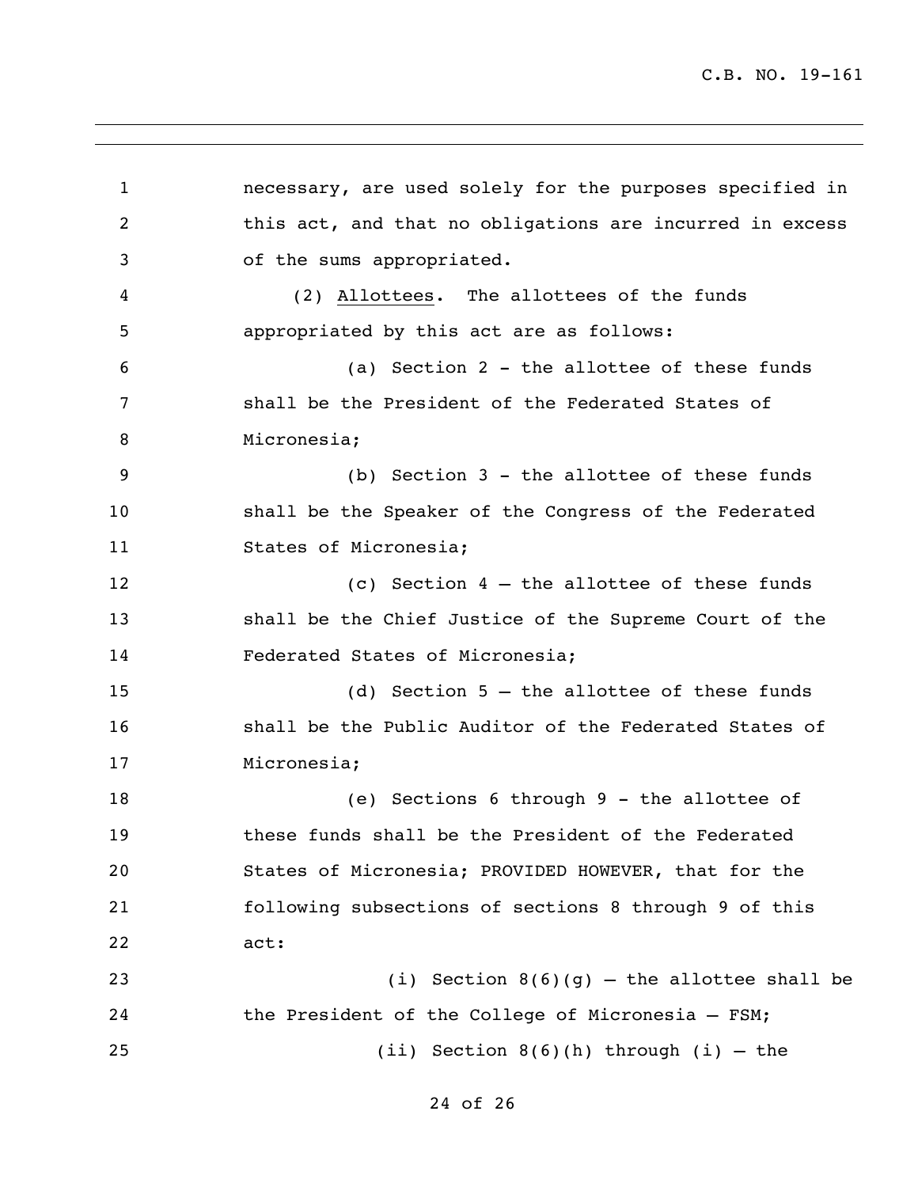necessary, are used solely for the purposes specified in this act, and that no obligations are incurred in excess of the sums appropriated.

(2) Allottees. The allottees of the funds appropriated by this act are as follows:

(a) Section 2 - the allottee of these funds shall be the President of the Federated States of Micronesia;

(b) Section 3 - the allottee of these funds shall be the Speaker of the Congress of the Federated States of Micronesia;

(c) Section 4 – the allottee of these funds shall be the Chief Justice of the Supreme Court of the Federated States of Micronesia;

(d) Section 5 – the allottee of these funds shall be the Public Auditor of the Federated States of Micronesia;

(e) Sections 6 through 9 - the allottee of these funds shall be the President of the Federated States of Micronesia; PROVIDED HOWEVER, that for the following subsections of sections 8 through 9 of this act:

(i) Section 8(6)(g) – the allottee shall be the President of the College of Micronesia – FSM;

(ii) Section 8(6)(h) through (i) – the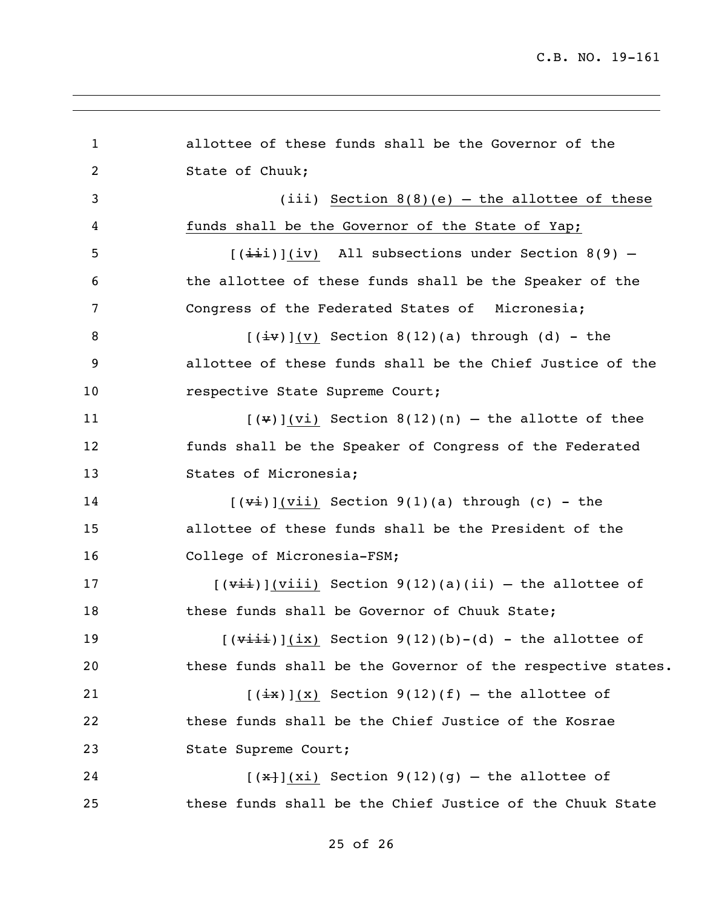allottee of these funds shall be the Governor of the State of Chuuk;

(iii) <u>Section 8(8)(e) – the allottee of these funds shall be the Governor of the State of Yap;</u>

[(~~ii~~i)]<u>(iv)</u> All subsections under Section 8(9) – the allottee of these funds shall be the Speaker of the Congress of the Federated States of Micronesia;

[(~~iv~~)]<u>(v)</u> Section 8(12)(a) through (d) - the allottee of these funds shall be the Chief Justice of the respective State Supreme Court;

[(~~v~~)]<u>(vi)</u> Section 8(12)(n) – the allotte of thee funds shall be the Speaker of Congress of the Federated States of Micronesia;

[(~~vi~~)]<u>(vii)</u> Section 9(1)(a) through (c) - the allottee of these funds shall be the President of the College of Micronesia-FSM;

[(~~vii~~)]<u>(viii)</u> Section 9(12)(a)(ii) – the allottee of these funds shall be Governor of Chuuk State;

[(~~viii~~)]<u>(ix)</u> Section 9(12)(b)-(d) - the allottee of these funds shall be the Governor of the respective states.

[(~~ix~~)]<u>(x)</u> Section 9(12)(f) – the allottee of these funds shall be the Chief Justice of the Kosrae State Supreme Court;

[(~~x~~)]<u>(xi)</u> Section 9(12)(g) – the allottee of these funds shall be the Chief Justice of the Chuuk State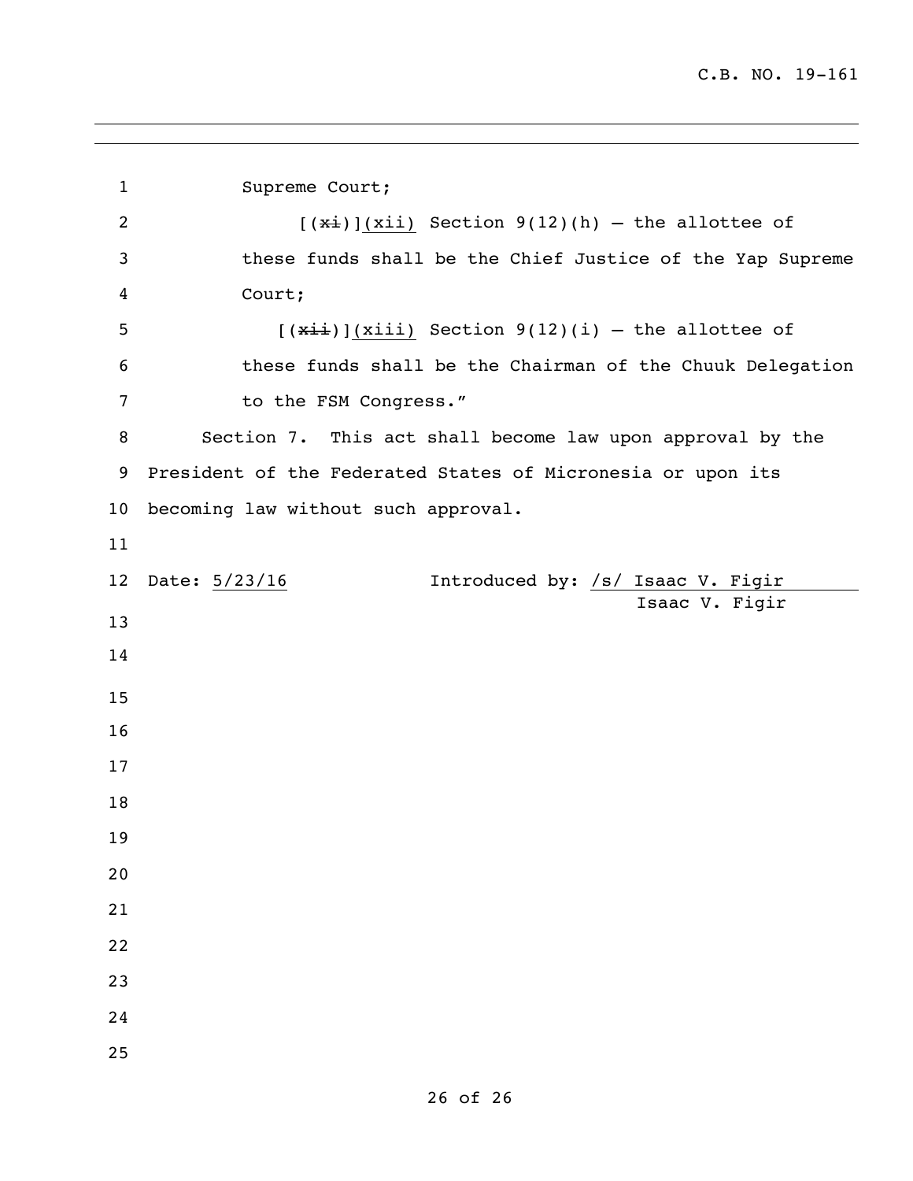Supreme Court;

[(~~xi~~)]<u>(xii)</u> Section 9(12)(h) – the allottee of these funds shall be the Chief Justice of the Yap Supreme Court;

[(~~xii~~)]<u>(xiii)</u> Section 9(12)(i) – the allottee of these funds shall be the Chairman of the Chuuk Delegation to the FSM Congress."

Section 7. This act shall become law upon approval by the President of the Federated States of Micronesia or upon its becoming law without such approval.

Date: <u>5/23/16</u>

Introduced by: <u>/s/ Isaac V. Figir</u>
Isaac V. Figir